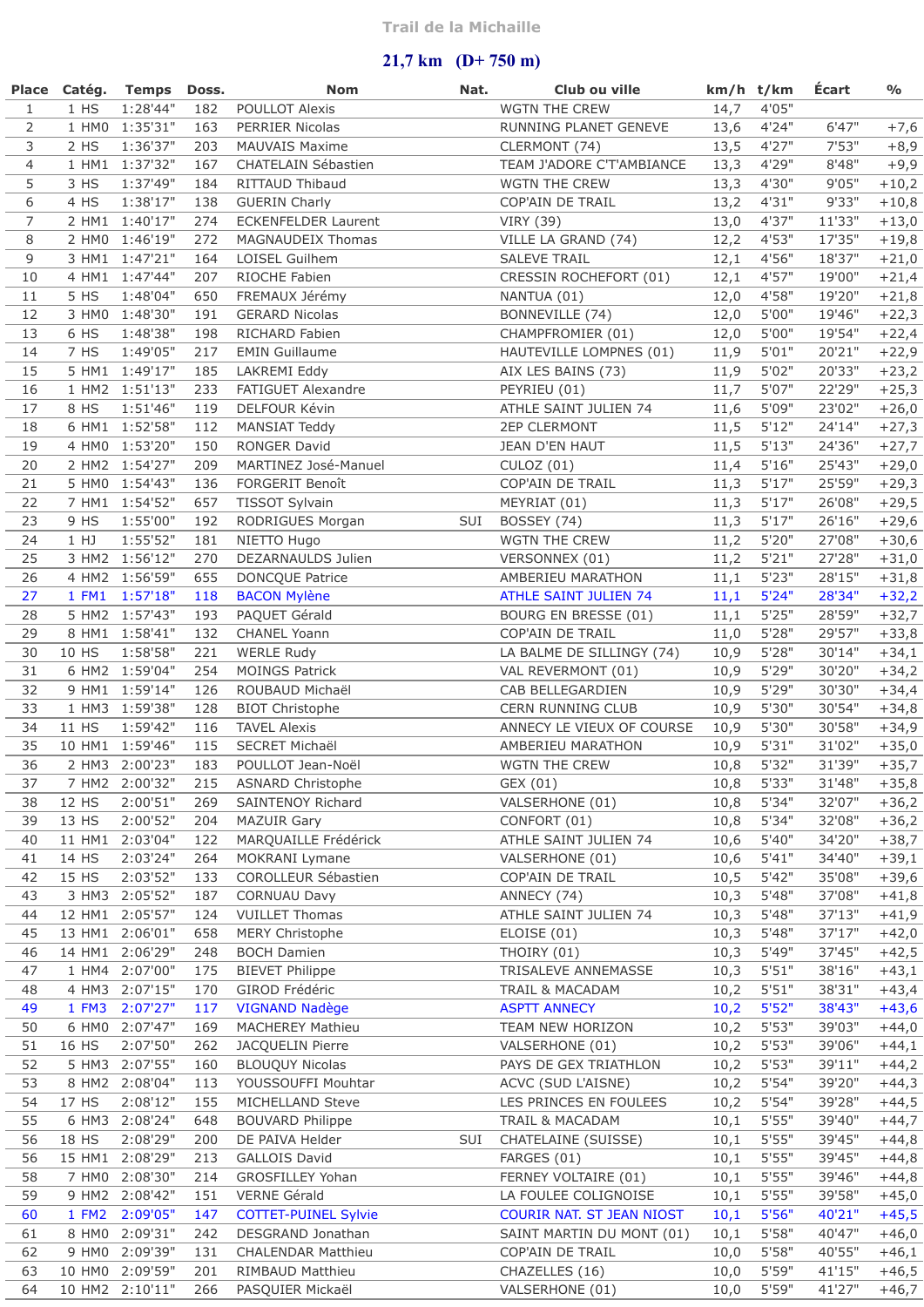# Trail de la Michaille

## 21,7 km (D+ 750 m)

| Place | Catég. | Temps | Doss. | Nom | Nat. | Club ou ville | km/h | t/km | Écart | % |
|---|---|---|---|---|---|---|---|---|---|---|
| 1 | 1 HS | 1:28'44" | 182 | POULLOT Alexis | | WGTN THE CREW | 14,7 | 4'05" | | |
| 2 | 1 HM0 | 1:35'31" | 163 | PERRIER Nicolas | | RUNNING PLANET GENEVE | 13,6 | 4'24" | 6'47" | +7,6 |
| 3 | 2 HS | 1:36'37" | 203 | MAUVAIS Maxime | | CLERMONT (74) | 13,5 | 4'27" | 7'53" | +8,9 |
| 4 | 1 HM1 | 1:37'32" | 167 | CHATELAIN Sébastien | | TEAM J'ADORE C'T'AMBIANCE | 13,3 | 4'29" | 8'48" | +9,9 |
| 5 | 3 HS | 1:37'49" | 184 | RITTAUD Thibaud | | WGTN THE CREW | 13,3 | 4'30" | 9'05" | +10,2 |
| 6 | 4 HS | 1:38'17" | 138 | GUERIN Charly | | COP'AIN DE TRAIL | 13,2 | 4'31" | 9'33" | +10,8 |
| 7 | 2 HM1 | 1:40'17" | 274 | ECKENFELDER Laurent | | VIRY (39) | 13,0 | 4'37" | 11'33" | +13,0 |
| 8 | 2 HM0 | 1:46'19" | 272 | MAGNAUDEIX Thomas | | VILLE LA GRAND (74) | 12,2 | 4'53" | 17'35" | +19,8 |
| 9 | 3 HM1 | 1:47'21" | 164 | LOISEL Guilhem | | SALEVE TRAIL | 12,1 | 4'56" | 18'37" | +21,0 |
| 10 | 4 HM1 | 1:47'44" | 207 | RIOCHE Fabien | | CRESSIN ROCHEFORT (01) | 12,1 | 4'57" | 19'00" | +21,4 |
| 11 | 5 HS | 1:48'04" | 650 | FREMAUX Jérémy | | NANTUA (01) | 12,0 | 4'58" | 19'20" | +21,8 |
| 12 | 3 HM0 | 1:48'30" | 191 | GERARD Nicolas | | BONNEVILLE (74) | 12,0 | 5'00" | 19'46" | +22,3 |
| 13 | 6 HS | 1:48'38" | 198 | RICHARD Fabien | | CHAMPFROMIER (01) | 12,0 | 5'00" | 19'54" | +22,4 |
| 14 | 7 HS | 1:49'05" | 217 | EMIN Guillaume | | HAUTEVILLE LOMPNES (01) | 11,9 | 5'01" | 20'21" | +22,9 |
| 15 | 5 HM1 | 1:49'17" | 185 | LAKREMI Eddy | | AIX LES BAINS (73) | 11,9 | 5'02" | 20'33" | +23,2 |
| 16 | 1 HM2 | 1:51'13" | 233 | FATIGUET Alexandre | | PEYRIEU (01) | 11,7 | 5'07" | 22'29" | +25,3 |
| 17 | 8 HS | 1:51'46" | 119 | DELFOUR Kévin | | ATHLE SAINT JULIEN 74 | 11,6 | 5'09" | 23'02" | +26,0 |
| 18 | 6 HM1 | 1:52'58" | 112 | MANSIAT Teddy | | 2EP CLERMONT | 11,5 | 5'12" | 24'14" | +27,3 |
| 19 | 4 HM0 | 1:53'20" | 150 | RONGER David | | JEAN D'EN HAUT | 11,5 | 5'13" | 24'36" | +27,7 |
| 20 | 2 HM2 | 1:54'27" | 209 | MARTINEZ José-Manuel | | CULOZ (01) | 11,4 | 5'16" | 25'43" | +29,0 |
| 21 | 5 HM0 | 1:54'43" | 136 | FORGERIT Benoît | | COP'AIN DE TRAIL | 11,3 | 5'17" | 25'59" | +29,3 |
| 22 | 7 HM1 | 1:54'52" | 657 | TISSOT Sylvain | | MEYRIAT (01) | 11,3 | 5'17" | 26'08" | +29,5 |
| 23 | 9 HS | 1:55'00" | 192 | RODRIGUES Morgan | SUI | BOSSEY (74) | 11,3 | 5'17" | 26'16" | +29,6 |
| 24 | 1 HJ | 1:55'52" | 181 | NIETTO Hugo | | WGTN THE CREW | 11,2 | 5'20" | 27'08" | +30,6 |
| 25 | 3 HM2 | 1:56'12" | 270 | DEZARNAULDS Julien | | VERSONNEX (01) | 11,2 | 5'21" | 27'28" | +31,0 |
| 26 | 4 HM2 | 1:56'59" | 655 | DONCQUE Patrice | | AMBERIEU MARATHON | 11,1 | 5'23" | 28'15" | +31,8 |
| 27 | 1 FM1 | 1:57'18" | 118 | BACON Mylène | | ATHLE SAINT JULIEN 74 | 11,1 | 5'24" | 28'34" | +32,2 |
| 28 | 5 HM2 | 1:57'43" | 193 | PAQUET Gérald | | BOURG EN BRESSE (01) | 11,1 | 5'25" | 28'59" | +32,7 |
| 29 | 8 HM1 | 1:58'41" | 132 | CHANEL Yoann | | COP'AIN DE TRAIL | 11,0 | 5'28" | 29'57" | +33,8 |
| 30 | 10 HS | 1:58'58" | 221 | WERLE Rudy | | LA BALME DE SILLINGY (74) | 10,9 | 5'28" | 30'14" | +34,1 |
| 31 | 6 HM2 | 1:59'04" | 254 | MOINGS Patrick | | VAL REVERMONT (01) | 10,9 | 5'29" | 30'20" | +34,2 |
| 32 | 9 HM1 | 1:59'14" | 126 | ROUBAUD Michaël | | CAB BELLEGARDIEN | 10,9 | 5'29" | 30'30" | +34,4 |
| 33 | 1 HM3 | 1:59'38" | 128 | BIOT Christophe | | CERN RUNNING CLUB | 10,9 | 5'30" | 30'54" | +34,8 |
| 34 | 11 HS | 1:59'42" | 116 | TAVEL Alexis | | ANNECY LE VIEUX OF COURSE | 10,9 | 5'30" | 30'58" | +34,9 |
| 35 | 10 HM1 | 1:59'46" | 115 | SECRET Michaël | | AMBERIEU MARATHON | 10,9 | 5'31" | 31'02" | +35,0 |
| 36 | 2 HM3 | 2:00'23" | 183 | POULLOT Jean-Noël | | WGTN THE CREW | 10,8 | 5'32" | 31'39" | +35,7 |
| 37 | 7 HM2 | 2:00'32" | 215 | ASNARD Christophe | | GEX (01) | 10,8 | 5'33" | 31'48" | +35,8 |
| 38 | 12 HS | 2:00'51" | 269 | SAINTENOY Richard | | VALSERHONE (01) | 10,8 | 5'34" | 32'07" | +36,2 |
| 39 | 13 HS | 2:00'52" | 204 | MAZUIR Gary | | CONFORT (01) | 10,8 | 5'34" | 32'08" | +36,2 |
| 40 | 11 HM1 | 2:03'04" | 122 | MARQUAILLE Frédérick | | ATHLE SAINT JULIEN 74 | 10,6 | 5'40" | 34'20" | +38,7 |
| 41 | 14 HS | 2:03'24" | 264 | MOKRANI Lymane | | VALSERHONE (01) | 10,6 | 5'41" | 34'40" | +39,1 |
| 42 | 15 HS | 2:03'52" | 133 | COROLLEUR Sébastien | | COP'AIN DE TRAIL | 10,5 | 5'42" | 35'08" | +39,6 |
| 43 | 3 HM3 | 2:05'52" | 187 | CORNUAU Davy | | ANNECY (74) | 10,3 | 5'48" | 37'08" | +41,8 |
| 44 | 12 HM1 | 2:05'57" | 124 | VUILLET Thomas | | ATHLE SAINT JULIEN 74 | 10,3 | 5'48" | 37'13" | +41,9 |
| 45 | 13 HM1 | 2:06'01" | 658 | MERY Christophe | | ELOISE (01) | 10,3 | 5'48" | 37'17" | +42,0 |
| 46 | 14 HM1 | 2:06'29" | 248 | BOCH Damien | | THOIRY (01) | 10,3 | 5'49" | 37'45" | +42,5 |
| 47 | 1 HM4 | 2:07'00" | 175 | BIEVET Philippe | | TRISALEVE ANNEMASSE | 10,3 | 5'51" | 38'16" | +43,1 |
| 48 | 4 HM3 | 2:07'15" | 170 | GIROD Frédéric | | TRAIL & MACADAM | 10,2 | 5'51" | 38'31" | +43,4 |
| 49 | 1 FM3 | 2:07'27" | 117 | VIGNAND Nadège | | ASPTT ANNECY | 10,2 | 5'52" | 38'43" | +43,6 |
| 50 | 6 HM0 | 2:07'47" | 169 | MACHEREY Mathieu | | TEAM NEW HORIZON | 10,2 | 5'53" | 39'03" | +44,0 |
| 51 | 16 HS | 2:07'50" | 262 | JACQUELIN Pierre | | VALSERHONE (01) | 10,2 | 5'53" | 39'06" | +44,1 |
| 52 | 5 HM3 | 2:07'55" | 160 | BLOUQUY Nicolas | | PAYS DE GEX TRIATHLON | 10,2 | 5'53" | 39'11" | +44,2 |
| 53 | 8 HM2 | 2:08'04" | 113 | YOUSSOUFFI Mouhtar | | ACVC (SUD L'AISNE) | 10,2 | 5'54" | 39'20" | +44,3 |
| 54 | 17 HS | 2:08'12" | 155 | MICHELLAND Steve | | LES PRINCES EN FOULEES | 10,2 | 5'54" | 39'28" | +44,5 |
| 55 | 6 HM3 | 2:08'24" | 648 | BOUVARD Philippe | | TRAIL & MACADAM | 10,1 | 5'55" | 39'40" | +44,7 |
| 56 | 18 HS | 2:08'29" | 200 | DE PAIVA Helder | SUI | CHATELAINE (SUISSE) | 10,1 | 5'55" | 39'45" | +44,8 |
| 56 | 15 HM1 | 2:08'29" | 213 | GALLOIS David | | FARGES (01) | 10,1 | 5'55" | 39'45" | +44,8 |
| 58 | 7 HM0 | 2:08'30" | 214 | GROSFILLEY Yohan | | FERNEY VOLTAIRE (01) | 10,1 | 5'55" | 39'46" | +44,8 |
| 59 | 9 HM2 | 2:08'42" | 151 | VERNE Gérald | | LA FOULEE COLIGNOISE | 10,1 | 5'55" | 39'58" | +45,0 |
| 60 | 1 FM2 | 2:09'05" | 147 | COTTET-PUINEL Sylvie | | COURIR NAT. ST JEAN NIOST | 10,1 | 5'56" | 40'21" | +45,5 |
| 61 | 8 HM0 | 2:09'31" | 242 | DESGRAND Jonathan | | SAINT MARTIN DU MONT (01) | 10,1 | 5'58" | 40'47" | +46,0 |
| 62 | 9 HM0 | 2:09'39" | 131 | CHALENDAR Matthieu | | COP'AIN DE TRAIL | 10,0 | 5'58" | 40'55" | +46,1 |
| 63 | 10 HM0 | 2:09'59" | 201 | RIMBAUD Matthieu | | CHAZELLES (16) | 10,0 | 5'59" | 41'15" | +46,5 |
| 64 | 10 HM2 | 2:10'11" | 266 | PASQUIER Mickaël | | VALSERHONE (01) | 10,0 | 5'59" | 41'27" | +46,7 |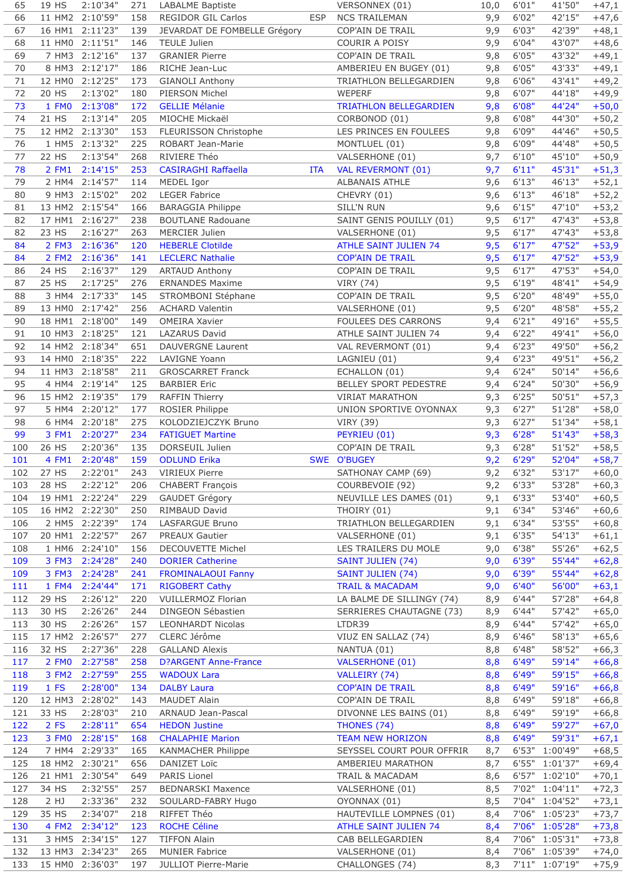| | | | | | | | | | | |
|---|---|---|---|---|---|---|---|---|---|---|
| 65 | 19 HS | 2:10'34" | 271 | LABALME Baptiste | | VERSONNEX (01) | 10,0 | 6'01" | 41'50" | +47,1 |
| 66 | 11 HM2 | 2:10'59" | 158 | REGIDOR GIL Carlos | ESP | NCS TRAILEMAN | 9,9 | 6'02" | 42'15" | +47,6 |
| 67 | 16 HM1 | 2:11'23" | 139 | JEVARDAT DE FOMBELLE Grégory | | COP'AIN DE TRAIL | 9,9 | 6'03" | 42'39" | +48,1 |
| 68 | 11 HM0 | 2:11'51" | 146 | TEULE Julien | | COURIR A POISY | 9,9 | 6'04" | 43'07" | +48,6 |
| 69 | 7 HM3 | 2:12'16" | 137 | GRANIER Pierre | | COP'AIN DE TRAIL | 9,8 | 6'05" | 43'32" | +49,1 |
| 70 | 8 HM3 | 2:12'17" | 186 | RICHE Jean-Luc | | AMBERIEU EN BUGEY (01) | 9,8 | 6'05" | 43'33" | +49,1 |
| 71 | 12 HM0 | 2:12'25" | 173 | GIANOLI Anthony | | TRIATHLON BELLEGARDIEN | 9,8 | 6'06" | 43'41" | +49,2 |
| 72 | 20 HS | 2:13'02" | 180 | PIERSON Michel | | WEPERF | 9,8 | 6'07" | 44'18" | +49,9 |
| 73 | 1 FM0 | 2:13'08" | 172 | GELLIE Mélanie | | TRIATHLON BELLEGARDIEN | 9,8 | 6'08" | 44'24" | +50,0 |
| 74 | 21 HS | 2:13'14" | 205 | MIOCHE Mickaël | | CORBONOD (01) | 9,8 | 6'08" | 44'30" | +50,2 |
| 75 | 12 HM2 | 2:13'30" | 153 | FLEURISSON Christophe | | LES PRINCES EN FOULEES | 9,8 | 6'09" | 44'46" | +50,5 |
| 76 | 1 HM5 | 2:13'32" | 225 | ROBART Jean-Marie | | MONTLUEL (01) | 9,8 | 6'09" | 44'48" | +50,5 |
| 77 | 22 HS | 2:13'54" | 268 | RIVIERE Théo | | VALSERHONE (01) | 9,7 | 6'10" | 45'10" | +50,9 |
| 78 | 2 FM1 | 2:14'15" | 253 | CASIRAGHI Raffaella | ITA | VAL REVERMONT (01) | 9,7 | 6'11" | 45'31" | +51,3 |
| 79 | 2 HM4 | 2:14'57" | 114 | MEDEL Igor | | ALBANAIS ATHLE | 9,6 | 6'13" | 46'13" | +52,1 |
| 80 | 9 HM3 | 2:15'02" | 202 | LEGER Fabrice | | CHEVRY (01) | 9,6 | 6'13" | 46'18" | +52,2 |
| 81 | 13 HM2 | 2:15'54" | 166 | BARAGGIA Philippe | | SILL'N RUN | 9,6 | 6'15" | 47'10" | +53,2 |
| 82 | 17 HM1 | 2:16'27" | 238 | BOUTLANE Radouane | | SAINT GENIS POUILLY (01) | 9,5 | 6'17" | 47'43" | +53,8 |
| 82 | 23 HS | 2:16'27" | 263 | MERCIER Julien | | VALSERHONE (01) | 9,5 | 6'17" | 47'43" | +53,8 |
| 84 | 2 FM3 | 2:16'36" | 120 | HEBERLE Clotilde | | ATHLE SAINT JULIEN 74 | 9,5 | 6'17" | 47'52" | +53,9 |
| 84 | 2 FM2 | 2:16'36" | 141 | LECLERC Nathalie | | COP'AIN DE TRAIL | 9,5 | 6'17" | 47'52" | +53,9 |
| 86 | 24 HS | 2:16'37" | 129 | ARTAUD Anthony | | COP'AIN DE TRAIL | 9,5 | 6'17" | 47'53" | +54,0 |
| 87 | 25 HS | 2:17'25" | 276 | ERNANDES Maxime | | VIRY (74) | 9,5 | 6'19" | 48'41" | +54,9 |
| 88 | 3 HM4 | 2:17'33" | 145 | STROMBONI Stéphane | | COP'AIN DE TRAIL | 9,5 | 6'20" | 48'49" | +55,0 |
| 89 | 13 HM0 | 2:17'42" | 256 | ACHARD Valentin | | VALSERHONE (01) | 9,5 | 6'20" | 48'58" | +55,2 |
| 90 | 18 HM1 | 2:18'00" | 149 | OMEIRA Xavier | | FOULEES DES CARRONS | 9,4 | 6'21" | 49'16" | +55,5 |
| 91 | 10 HM3 | 2:18'25" | 121 | LAZARUS David | | ATHLE SAINT JULIEN 74 | 9,4 | 6'22" | 49'41" | +56,0 |
| 92 | 14 HM2 | 2:18'34" | 651 | DAUVERGNE Laurent | | VAL REVERMONT (01) | 9,4 | 6'23" | 49'50" | +56,2 |
| 93 | 14 HM0 | 2:18'35" | 222 | LAVIGNE Yoann | | LAGNIEU (01) | 9,4 | 6'23" | 49'51" | +56,2 |
| 94 | 11 HM3 | 2:18'58" | 211 | GROSCARRET Franck | | ECHALLON (01) | 9,4 | 6'24" | 50'14" | +56,6 |
| 95 | 4 HM4 | 2:19'14" | 125 | BARBIER Eric | | BELLEY SPORT PEDESTRE | 9,4 | 6'24" | 50'30" | +56,9 |
| 96 | 15 HM2 | 2:19'35" | 179 | RAFFIN Thierry | | VIRIAT MARATHON | 9,3 | 6'25" | 50'51" | +57,3 |
| 97 | 5 HM4 | 2:20'12" | 177 | ROSIER Philippe | | UNION SPORTIVE OYONNAX | 9,3 | 6'27" | 51'28" | +58,0 |
| 98 | 6 HM4 | 2:20'18" | 275 | KOLODZIEJCZYK Bruno | | VIRY (39) | 9,3 | 6'27" | 51'34" | +58,1 |
| 99 | 3 FM1 | 2:20'27" | 234 | FATIGUET Martine | | PEYRIEU (01) | 9,3 | 6'28" | 51'43" | +58,3 |
| 100 | 26 HS | 2:20'36" | 135 | DORSEUIL Julien | | COP'AIN DE TRAIL | 9,3 | 6'28" | 51'52" | +58,5 |
| 101 | 4 FM1 | 2:20'48" | 159 | ODLUND Erika | SWE | O'BUGEY | 9,2 | 6'29" | 52'04" | +58,7 |
| 102 | 27 HS | 2:22'01" | 243 | VIRIEUX Pierre | | SATHONAY CAMP (69) | 9,2 | 6'32" | 53'17" | +60,0 |
| 103 | 28 HS | 2:22'12" | 206 | CHABERT François | | COURBEVOIE (92) | 9,2 | 6'33" | 53'28" | +60,3 |
| 104 | 19 HM1 | 2:22'24" | 229 | GAUDET Grégory | | NEUVILLE LES DAMES (01) | 9,1 | 6'33" | 53'40" | +60,5 |
| 105 | 16 HM2 | 2:22'30" | 250 | RIMBAUD David | | THOIRY (01) | 9,1 | 6'34" | 53'46" | +60,6 |
| 106 | 2 HM5 | 2:22'39" | 174 | LASFARGUE Bruno | | TRIATHLON BELLEGARDIEN | 9,1 | 6'34" | 53'55" | +60,8 |
| 107 | 20 HM1 | 2:22'57" | 267 | PREAUX Gautier | | VALSERHONE (01) | 9,1 | 6'35" | 54'13" | +61,1 |
| 108 | 1 HM6 | 2:24'10" | 156 | DECOUVETTE Michel | | LES TRAILERS DU MOLE | 9,0 | 6'38" | 55'26" | +62,5 |
| 109 | 3 FM3 | 2:24'28" | 240 | DORIER Catherine | | SAINT JULIEN (74) | 9,0 | 6'39" | 55'44" | +62,8 |
| 109 | 3 FM3 | 2:24'28" | 241 | FROMINALAOUI Fanny | | SAINT JULIEN (74) | 9,0 | 6'39" | 55'44" | +62,8 |
| 111 | 1 FM4 | 2:24'44" | 171 | RIGOBERT Cathy | | TRAIL & MACADAM | 9,0 | 6'40" | 56'00" | +63,1 |
| 112 | 29 HS | 2:26'12" | 220 | VUILLERMOZ Florian | | LA BALME DE SILLINGY (74) | 8,9 | 6'44" | 57'28" | +64,8 |
| 113 | 30 HS | 2:26'26" | 244 | DINGEON Sébastien | | SERRIERES CHAUTAGNE (73) | 8,9 | 6'44" | 57'42" | +65,0 |
| 113 | 30 HS | 2:26'26" | 157 | LEONHARDT Nicolas | | LTDR39 | 8,9 | 6'44" | 57'42" | +65,0 |
| 115 | 17 HM2 | 2:26'57" | 277 | CLERC Jérôme | | VIUZ EN SALLAZ (74) | 8,9 | 6'46" | 58'13" | +65,6 |
| 116 | 32 HS | 2:27'36" | 228 | GALLAND Alexis | | NANTUA (01) | 8,8 | 6'48" | 58'52" | +66,3 |
| 117 | 2 FM0 | 2:27'58" | 258 | D?ARGENT Anne-France | | VALSERHONE (01) | 8,8 | 6'49" | 59'14" | +66,8 |
| 118 | 3 FM2 | 2:27'59" | 255 | WADOUX Lara | | VALLEIRY (74) | 8,8 | 6'49" | 59'15" | +66,8 |
| 119 | 1 FS | 2:28'00" | 134 | DALBY Laura | | COP'AIN DE TRAIL | 8,8 | 6'49" | 59'16" | +66,8 |
| 120 | 12 HM3 | 2:28'02" | 143 | MAUDET Alain | | COP'AIN DE TRAIL | 8,8 | 6'49" | 59'18" | +66,8 |
| 121 | 33 HS | 2:28'03" | 210 | ARNAUD Jean-Pascal | | DIVONNE LES BAINS (01) | 8,8 | 6'49" | 59'19" | +66,8 |
| 122 | 2 FS | 2:28'11" | 654 | HEDON Justine | | THONES (74) | 8,8 | 6'49" | 59'27" | +67,0 |
| 123 | 3 FM0 | 2:28'15" | 168 | CHALAPHIE Marion | | TEAM NEW HORIZON | 8,8 | 6'49" | 59'31" | +67,1 |
| 124 | 7 HM4 | 2:29'33" | 165 | KANMACHER Philippe | | SEYSSEL COURT POUR OFFRIR | 8,7 | 6'53" | 1:00'49" | +68,5 |
| 125 | 18 HM2 | 2:30'21" | 656 | DANIZET Loïc | | AMBERIEU MARATHON | 8,7 | 6'55" | 1:01'37" | +69,4 |
| 126 | 21 HM1 | 2:30'54" | 649 | PARIS Lionel | | TRAIL & MACADAM | 8,6 | 6'57" | 1:02'10" | +70,1 |
| 127 | 34 HS | 2:32'55" | 257 | BEDNARSKI Maxence | | VALSERHONE (01) | 8,5 | 7'02" | 1:04'11" | +72,3 |
| 128 | 2 HJ | 2:33'36" | 232 | SOULARD-FABRY Hugo | | OYONNAX (01) | 8,5 | 7'04" | 1:04'52" | +73,1 |
| 129 | 35 HS | 2:34'07" | 218 | RIFFET Théo | | HAUTEVILLE LOMPNES (01) | 8,4 | 7'06" | 1:05'23" | +73,7 |
| 130 | 4 FM2 | 2:34'12" | 123 | ROCHE Céline | | ATHLE SAINT JULIEN 74 | 8,4 | 7'06" | 1:05'28" | +73,8 |
| 131 | 3 HM5 | 2:34'15" | 127 | TIFFON Alain | | CAB BELLEGARDIEN | 8,4 | 7'06" | 1:05'31" | +73,8 |
| 132 | 13 HM3 | 2:34'23" | 265 | MUNIER Fabrice | | VALSERHONE (01) | 8,4 | 7'06" | 1:05'39" | +74,0 |
| 133 | 15 HM0 | 2:36'03" | 197 | JULLIOT Pierre-Marie | | CHALLONGES (74) | 8,3 | 7'11" | 1:07'19" | +75,9 |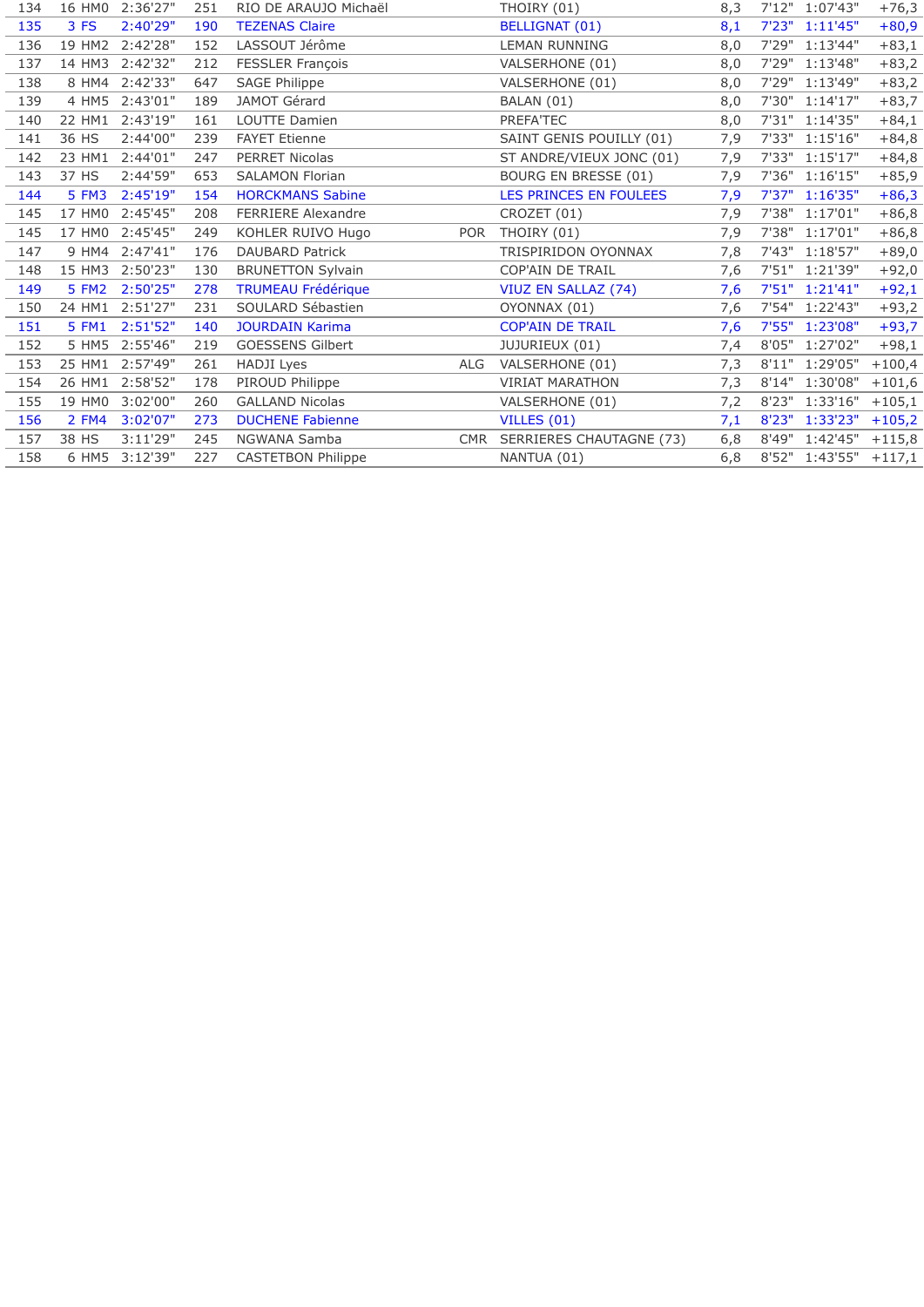| | | | | | | | | | | |
|---|---|---|---|---|---|---|---|---|---|---|
| 134 | 16 HM0 | 2:36'27" | 251 | RIO DE ARAUJO Michaël | | THOIRY (01) | 8,3 | 7'12" | 1:07'43" | +76,3 |
| 135 | 3 FS | 2:40'29" | 190 | TEZENAS Claire | | BELLIGNAT (01) | 8,1 | 7'23" | 1:11'45" | +80,9 |
| 136 | 19 HM2 | 2:42'28" | 152 | LASSOUT Jérôme | | LEMAN RUNNING | 8,0 | 7'29" | 1:13'44" | +83,1 |
| 137 | 14 HM3 | 2:42'32" | 212 | FESSLER François | | VALSERHONE (01) | 8,0 | 7'29" | 1:13'48" | +83,2 |
| 138 | 8 HM4 | 2:42'33" | 647 | SAGE Philippe | | VALSERHONE (01) | 8,0 | 7'29" | 1:13'49" | +83,2 |
| 139 | 4 HM5 | 2:43'01" | 189 | JAMOT Gérard | | BALAN (01) | 8,0 | 7'30" | 1:14'17" | +83,7 |
| 140 | 22 HM1 | 2:43'19" | 161 | LOUTTE Damien | | PREFA'TEC | 8,0 | 7'31" | 1:14'35" | +84,1 |
| 141 | 36 HS | 2:44'00" | 239 | FAYET Etienne | | SAINT GENIS POUILLY (01) | 7,9 | 7'33" | 1:15'16" | +84,8 |
| 142 | 23 HM1 | 2:44'01" | 247 | PERRET Nicolas | | ST ANDRE/VIEUX JONC (01) | 7,9 | 7'33" | 1:15'17" | +84,8 |
| 143 | 37 HS | 2:44'59" | 653 | SALAMON Florian | | BOURG EN BRESSE (01) | 7,9 | 7'36" | 1:16'15" | +85,9 |
| 144 | 5 FM3 | 2:45'19" | 154 | HORCKMANS Sabine | | LES PRINCES EN FOULEES | 7,9 | 7'37" | 1:16'35" | +86,3 |
| 145 | 17 HM0 | 2:45'45" | 208 | FERRIERE Alexandre | | CROZET (01) | 7,9 | 7'38" | 1:17'01" | +86,8 |
| 145 | 17 HM0 | 2:45'45" | 249 | KOHLER RUIVO Hugo | POR | THOIRY (01) | 7,9 | 7'38" | 1:17'01" | +86,8 |
| 147 | 9 HM4 | 2:47'41" | 176 | DAUBARD Patrick | | TRISPIRIDON OYONNAX | 7,8 | 7'43" | 1:18'57" | +89,0 |
| 148 | 15 HM3 | 2:50'23" | 130 | BRUNETTON Sylvain | | COP'AIN DE TRAIL | 7,6 | 7'51" | 1:21'39" | +92,0 |
| 149 | 5 FM2 | 2:50'25" | 278 | TRUMEAU Frédérique | | VIUZ EN SALLAZ (74) | 7,6 | 7'51" | 1:21'41" | +92,1 |
| 150 | 24 HM1 | 2:51'27" | 231 | SOULARD Sébastien | | OYONNAX (01) | 7,6 | 7'54" | 1:22'43" | +93,2 |
| 151 | 5 FM1 | 2:51'52" | 140 | JOURDAIN Karima | | COP'AIN DE TRAIL | 7,6 | 7'55" | 1:23'08" | +93,7 |
| 152 | 5 HM5 | 2:55'46" | 219 | GOESSENS Gilbert | | JUJURIEUX (01) | 7,4 | 8'05" | 1:27'02" | +98,1 |
| 153 | 25 HM1 | 2:57'49" | 261 | HADJI Lyes | ALG | VALSERHONE (01) | 7,3 | 8'11" | 1:29'05" | +100,4 |
| 154 | 26 HM1 | 2:58'52" | 178 | PIROUD Philippe | | VIRIAT MARATHON | 7,3 | 8'14" | 1:30'08" | +101,6 |
| 155 | 19 HM0 | 3:02'00" | 260 | GALLAND Nicolas | | VALSERHONE (01) | 7,2 | 8'23" | 1:33'16" | +105,1 |
| 156 | 2 FM4 | 3:02'07" | 273 | DUCHENE Fabienne | | VILLES (01) | 7,1 | 8'23" | 1:33'23" | +105,2 |
| 157 | 38 HS | 3:11'29" | 245 | NGWANA Samba | CMR | SERRIERES CHAUTAGNE (73) | 6,8 | 8'49" | 1:42'45" | +115,8 |
| 158 | 6 HM5 | 3:12'39" | 227 | CASTETBON Philippe | | NANTUA (01) | 6,8 | 8'52" | 1:43'55" | +117,1 |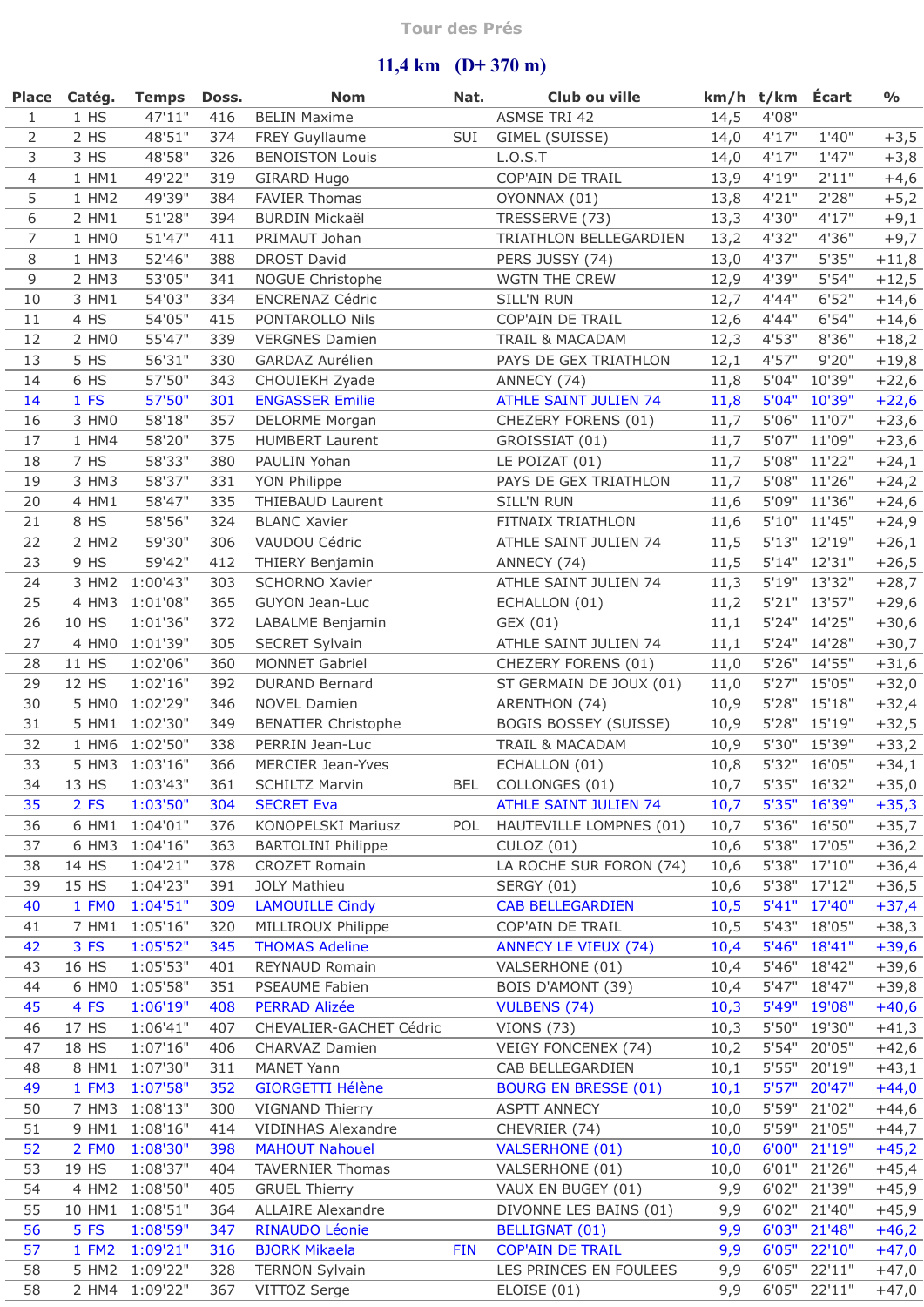# Tour des Prés

## 11,4 km (D+ 370 m)

| Place | Catég. | Temps | Doss. | Nom | Nat. | Club ou ville | km/h | t/km | Écart | % |
|---|---|---|---|---|---|---|---|---|---|---|
| 1 | 1 HS | 47'11" | 416 | BELIN Maxime | | ASMSE TRI 42 | 14,5 | 4'08" | | |
| 2 | 2 HS | 48'51" | 374 | FREY Guyllaume | SUI | GIMEL (SUISSE) | 14,0 | 4'17" | 1'40" | +3,5 |
| 3 | 3 HS | 48'58" | 326 | BENOISTON Louis | | L.O.S.T | 14,0 | 4'17" | 1'47" | +3,8 |
| 4 | 1 HM1 | 49'22" | 319 | GIRARD Hugo | | COP'AIN DE TRAIL | 13,9 | 4'19" | 2'11" | +4,6 |
| 5 | 1 HM2 | 49'39" | 384 | FAVIER Thomas | | OYONNAX (01) | 13,8 | 4'21" | 2'28" | +5,2 |
| 6 | 2 HM1 | 51'28" | 394 | BURDIN Mickaël | | TRESSERVE (73) | 13,3 | 4'30" | 4'17" | +9,1 |
| 7 | 1 HM0 | 51'47" | 411 | PRIMAUT Johan | | TRIATHLON BELLEGARDIEN | 13,2 | 4'32" | 4'36" | +9,7 |
| 8 | 1 HM3 | 52'46" | 388 | DROST David | | PERS JUSSY (74) | 13,0 | 4'37" | 5'35" | +11,8 |
| 9 | 2 HM3 | 53'05" | 341 | NOGUE Christophe | | WGTN THE CREW | 12,9 | 4'39" | 5'54" | +12,5 |
| 10 | 3 HM1 | 54'03" | 334 | ENCRENAZ Cédric | | SILL'N RUN | 12,7 | 4'44" | 6'52" | +14,6 |
| 11 | 4 HS | 54'05" | 415 | PONTAROLLO Nils | | COP'AIN DE TRAIL | 12,6 | 4'44" | 6'54" | +14,6 |
| 12 | 2 HM0 | 55'47" | 339 | VERGNES Damien | | TRAIL & MACADAM | 12,3 | 4'53" | 8'36" | +18,2 |
| 13 | 5 HS | 56'31" | 330 | GARDAZ Aurélien | | PAYS DE GEX TRIATHLON | 12,1 | 4'57" | 9'20" | +19,8 |
| 14 | 6 HS | 57'50" | 343 | CHOUIEKH Zyade | | ANNECY (74) | 11,8 | 5'04" | 10'39" | +22,6 |
| 14 | 1 FS | 57'50" | 301 | ENGASSER Emilie | | ATHLE SAINT JULIEN 74 | 11,8 | 5'04" | 10'39" | +22,6 |
| 16 | 3 HM0 | 58'18" | 357 | DELORME Morgan | | CHEZERY FORENS (01) | 11,7 | 5'06" | 11'07" | +23,6 |
| 17 | 1 HM4 | 58'20" | 375 | HUMBERT Laurent | | GROISSIAT (01) | 11,7 | 5'07" | 11'09" | +23,6 |
| 18 | 7 HS | 58'33" | 380 | PAULIN Yohan | | LE POIZAT (01) | 11,7 | 5'08" | 11'22" | +24,1 |
| 19 | 3 HM3 | 58'37" | 331 | YON Philippe | | PAYS DE GEX TRIATHLON | 11,7 | 5'08" | 11'26" | +24,2 |
| 20 | 4 HM1 | 58'47" | 335 | THIEBAUD Laurent | | SILL'N RUN | 11,6 | 5'09" | 11'36" | +24,6 |
| 21 | 8 HS | 58'56" | 324 | BLANC Xavier | | FITNAIX TRIATHLON | 11,6 | 5'10" | 11'45" | +24,9 |
| 22 | 2 HM2 | 59'30" | 306 | VAUDOU Cédric | | ATHLE SAINT JULIEN 74 | 11,5 | 5'13" | 12'19" | +26,1 |
| 23 | 9 HS | 59'42" | 412 | THIERY Benjamin | | ANNECY (74) | 11,5 | 5'14" | 12'31" | +26,5 |
| 24 | 3 HM2 | 1:00'43" | 303 | SCHORNO Xavier | | ATHLE SAINT JULIEN 74 | 11,3 | 5'19" | 13'32" | +28,7 |
| 25 | 4 HM3 | 1:01'08" | 365 | GUYON Jean-Luc | | ECHALLON (01) | 11,2 | 5'21" | 13'57" | +29,6 |
| 26 | 10 HS | 1:01'36" | 372 | LABALME Benjamin | | GEX (01) | 11,1 | 5'24" | 14'25" | +30,6 |
| 27 | 4 HM0 | 1:01'39" | 305 | SECRET Sylvain | | ATHLE SAINT JULIEN 74 | 11,1 | 5'24" | 14'28" | +30,7 |
| 28 | 11 HS | 1:02'06" | 360 | MONNET Gabriel | | CHEZERY FORENS (01) | 11,0 | 5'26" | 14'55" | +31,6 |
| 29 | 12 HS | 1:02'16" | 392 | DURAND Bernard | | ST GERMAIN DE JOUX (01) | 11,0 | 5'27" | 15'05" | +32,0 |
| 30 | 5 HM0 | 1:02'29" | 346 | NOVEL Damien | | ARENTHON (74) | 10,9 | 5'28" | 15'18" | +32,4 |
| 31 | 5 HM1 | 1:02'30" | 349 | BENATIER Christophe | | BOGIS BOSSEY (SUISSE) | 10,9 | 5'28" | 15'19" | +32,5 |
| 32 | 1 HM6 | 1:02'50" | 338 | PERRIN Jean-Luc | | TRAIL & MACADAM | 10,9 | 5'30" | 15'39" | +33,2 |
| 33 | 5 HM3 | 1:03'16" | 366 | MERCIER Jean-Yves | | ECHALLON (01) | 10,8 | 5'32" | 16'05" | +34,1 |
| 34 | 13 HS | 1:03'43" | 361 | SCHILTZ Marvin | BEL | COLLONGES (01) | 10,7 | 5'35" | 16'32" | +35,0 |
| 35 | 2 FS | 1:03'50" | 304 | SECRET Eva | | ATHLE SAINT JULIEN 74 | 10,7 | 5'35" | 16'39" | +35,3 |
| 36 | 6 HM1 | 1:04'01" | 376 | KONOPELSKI Mariusz | POL | HAUTEVILLE LOMPNES (01) | 10,7 | 5'36" | 16'50" | +35,7 |
| 37 | 6 HM3 | 1:04'16" | 363 | BARTOLINI Philippe | | CULOZ (01) | 10,6 | 5'38" | 17'05" | +36,2 |
| 38 | 14 HS | 1:04'21" | 378 | CROZET Romain | | LA ROCHE SUR FORON (74) | 10,6 | 5'38" | 17'10" | +36,4 |
| 39 | 15 HS | 1:04'23" | 391 | JOLY Mathieu | | SERGY (01) | 10,6 | 5'38" | 17'12" | +36,5 |
| 40 | 1 FM0 | 1:04'51" | 309 | LAMOUILLE Cindy | | CAB BELLEGARDIEN | 10,5 | 5'41" | 17'40" | +37,4 |
| 41 | 7 HM1 | 1:05'16" | 320 | MILLIROUX Philippe | | COP'AIN DE TRAIL | 10,5 | 5'43" | 18'05" | +38,3 |
| 42 | 3 FS | 1:05'52" | 345 | THOMAS Adeline | | ANNECY LE VIEUX (74) | 10,4 | 5'46" | 18'41" | +39,6 |
| 43 | 16 HS | 1:05'53" | 401 | REYNAUD Romain | | VALSERHONE (01) | 10,4 | 5'46" | 18'42" | +39,6 |
| 44 | 6 HM0 | 1:05'58" | 351 | PSEAUME Fabien | | BOIS D'AMONT (39) | 10,4 | 5'47" | 18'47" | +39,8 |
| 45 | 4 FS | 1:06'19" | 408 | PERRAD Alizée | | VULBENS (74) | 10,3 | 5'49" | 19'08" | +40,6 |
| 46 | 17 HS | 1:06'41" | 407 | CHEVALIER-GACHET Cédric | | VIONS (73) | 10,3 | 5'50" | 19'30" | +41,3 |
| 47 | 18 HS | 1:07'16" | 406 | CHARVAZ Damien | | VEIGY FONCENEX (74) | 10,2 | 5'54" | 20'05" | +42,6 |
| 48 | 8 HM1 | 1:07'30" | 311 | MANET Yann | | CAB BELLEGARDIEN | 10,1 | 5'55" | 20'19" | +43,1 |
| 49 | 1 FM3 | 1:07'58" | 352 | GIORGETTI Hélène | | BOURG EN BRESSE (01) | 10,1 | 5'57" | 20'47" | +44,0 |
| 50 | 7 HM3 | 1:08'13" | 300 | VIGNAND Thierry | | ASPTT ANNECY | 10,0 | 5'59" | 21'02" | +44,6 |
| 51 | 9 HM1 | 1:08'16" | 414 | VIDINHAS Alexandre | | CHEVRIER (74) | 10,0 | 5'59" | 21'05" | +44,7 |
| 52 | 2 FM0 | 1:08'30" | 398 | MAHOUT Nahouel | | VALSERHONE (01) | 10,0 | 6'00" | 21'19" | +45,2 |
| 53 | 19 HS | 1:08'37" | 404 | TAVERNIER Thomas | | VALSERHONE (01) | 10,0 | 6'01" | 21'26" | +45,4 |
| 54 | 4 HM2 | 1:08'50" | 405 | GRUEL Thierry | | VAUX EN BUGEY (01) | 9,9 | 6'02" | 21'39" | +45,9 |
| 55 | 10 HM1 | 1:08'51" | 364 | ALLAIRE Alexandre | | DIVONNE LES BAINS (01) | 9,9 | 6'02" | 21'40" | +45,9 |
| 56 | 5 FS | 1:08'59" | 347 | RINAUDO Léonie | | BELLIGNAT (01) | 9,9 | 6'03" | 21'48" | +46,2 |
| 57 | 1 FM2 | 1:09'21" | 316 | BJORK Mikaela | FIN | COP'AIN DE TRAIL | 9,9 | 6'05" | 22'10" | +47,0 |
| 58 | 5 HM2 | 1:09'22" | 328 | TERNON Sylvain | | LES PRINCES EN FOULEES | 9,9 | 6'05" | 22'11" | +47,0 |
| 58 | 2 HM4 | 1:09'22" | 367 | VITTOZ Serge | | ELOISE (01) | 9,9 | 6'05" | 22'11" | +47,0 |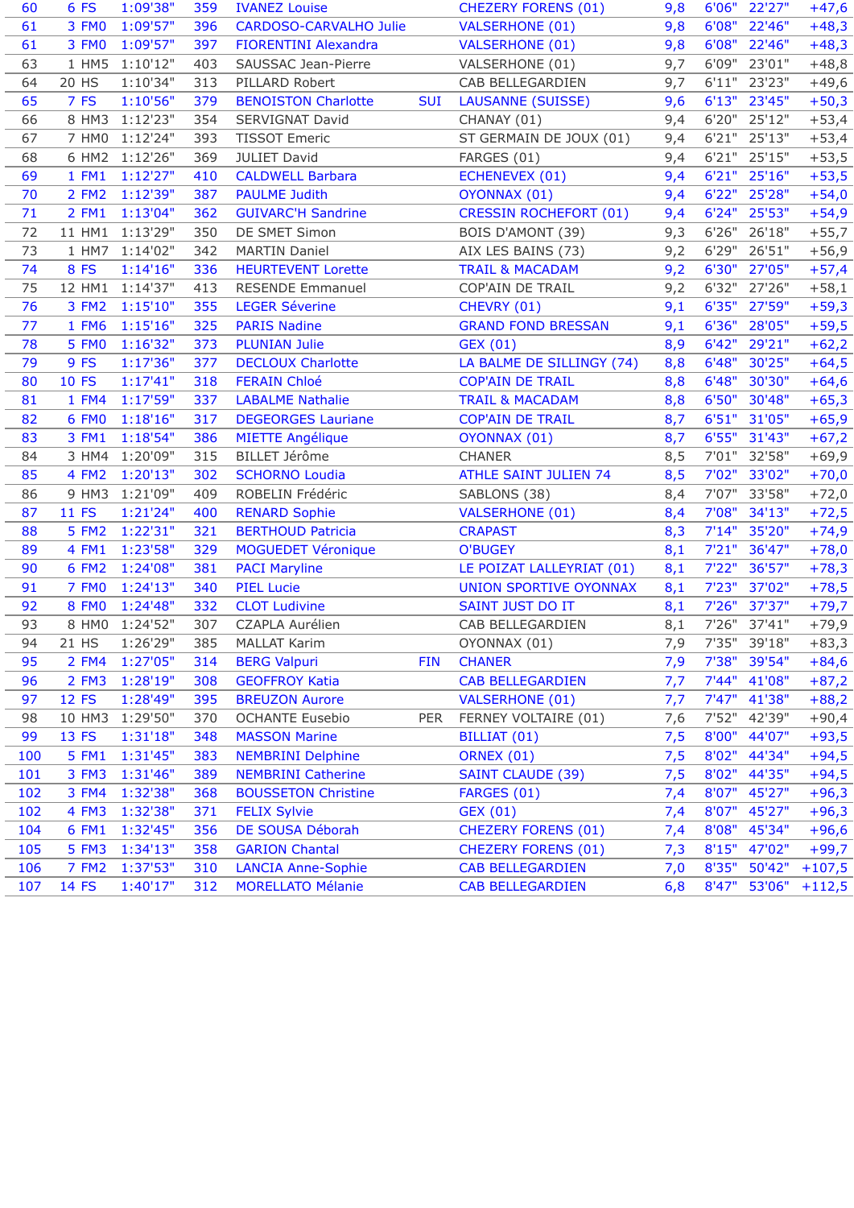| | | | | | | | | | | | |
|---|---|---|---|---|---|---|---|---|---|---|---|
| 60 | 6 | FS | 1:09'38" | 359 | IVANEZ Louise | | CHEZERY FORENS (01) | 9,8 | 6'06" | 22'27" | +47,6 |
| 61 | 3 | FM0 | 1:09'57" | 396 | CARDOSO-CARVALHO Julie | | VALSERHONE (01) | 9,8 | 6'08" | 22'46" | +48,3 |
| 61 | 3 | FM0 | 1:09'57" | 397 | FIORENTINI Alexandra | | VALSERHONE (01) | 9,8 | 6'08" | 22'46" | +48,3 |
| 63 | 1 | HM5 | 1:10'12" | 403 | SAUSSAC Jean-Pierre | | VALSERHONE (01) | 9,7 | 6'09" | 23'01" | +48,8 |
| 64 | 20 | HS | 1:10'34" | 313 | PILLARD Robert | | CAB BELLEGARDIEN | 9,7 | 6'11" | 23'23" | +49,6 |
| 65 | 7 | FS | 1:10'56" | 379 | BENOISTON Charlotte | SUI | LAUSANNE (SUISSE) | 9,6 | 6'13" | 23'45" | +50,3 |
| 66 | 8 | HM3 | 1:12'23" | 354 | SERVIGNAT David | | CHANAY (01) | 9,4 | 6'20" | 25'12" | +53,4 |
| 67 | 7 | HM0 | 1:12'24" | 393 | TISSOT Emeric | | ST GERMAIN DE JOUX (01) | 9,4 | 6'21" | 25'13" | +53,4 |
| 68 | 6 | HM2 | 1:12'26" | 369 | JULIET David | | FARGES (01) | 9,4 | 6'21" | 25'15" | +53,5 |
| 69 | 1 | FM1 | 1:12'27" | 410 | CALDWELL Barbara | | ECHENEVEX (01) | 9,4 | 6'21" | 25'16" | +53,6 |
| 70 | 2 | FM2 | 1:12'39" | 387 | PAULME Judith | | OYONNAX (01) | 9,4 | 6'22" | 25'28" | +54,0 |
| 71 | 2 | FM1 | 1:13'04" | 362 | GUIVARC'H Sandrine | | CRESSIN ROCHEFORT (01) | 9,4 | 6'24" | 25'53" | +54,9 |
| 72 | 11 | HM1 | 1:13'29" | 350 | DE SMET Simon | | BOIS D'AMONT (39) | 9,3 | 6'26" | 26'18" | +55,7 |
| 73 | 1 | HM7 | 1:14'02" | 342 | MARTIN Daniel | | AIX LES BAINS (73) | 9,2 | 6'29" | 26'51" | +56,9 |
| 74 | 8 | FS | 1:14'16" | 336 | HEURTEVENT Lorette | | TRAIL & MACADAM | 9,2 | 6'30" | 27'05" | +57,4 |
| 75 | 12 | HM1 | 1:14'37" | 413 | RESENDE Emmanuel | | COP'AIN DE TRAIL | 9,2 | 6'32" | 27'26" | +58,1 |
| 76 | 3 | FM2 | 1:15'10" | 355 | LEGER Séverine | | CHEVRY (01) | 9,1 | 6'35" | 27'59" | +59,3 |
| 77 | 1 | FM6 | 1:15'16" | 325 | PARIS Nadine | | GRAND FOND BRESSAN | 9,1 | 6'36" | 28'05" | +59,5 |
| 78 | 5 | FM0 | 1:16'32" | 373 | PLUNIAN Julie | | GEX (01) | 8,9 | 6'42" | 29'21" | +62,2 |
| 79 | 9 | FS | 1:17'36" | 377 | DECLOUX Charlotte | | LA BALME DE SILLINGY (74) | 8,8 | 6'48" | 30'25" | +64,5 |
| 80 | 10 | FS | 1:17'41" | 318 | FERAIN Chloé | | COP'AIN DE TRAIL | 8,8 | 6'48" | 30'30" | +64,6 |
| 81 | 1 | FM4 | 1:17'59" | 337 | LABALME Nathalie | | TRAIL & MACADAM | 8,8 | 6'50" | 30'48" | +65,3 |
| 82 | 6 | FM0 | 1:18'16" | 317 | DEGEORGES Lauriane | | COP'AIN DE TRAIL | 8,7 | 6'51" | 31'05" | +65,9 |
| 83 | 3 | FM1 | 1:18'54" | 386 | MIETTE Angélique | | OYONNAX (01) | 8,7 | 6'55" | 31'43" | +67,2 |
| 84 | 3 | HM4 | 1:20'09" | 315 | BILLET Jérôme | | CHANER | 8,5 | 7'01" | 32'58" | +69,9 |
| 85 | 4 | FM2 | 1:20'13" | 302 | SCHORNO Loudia | | ATHLE SAINT JULIEN 74 | 8,5 | 7'02" | 33'02" | +70,0 |
| 86 | 9 | HM3 | 1:21'09" | 409 | ROBELIN Frédéric | | SABLONS (38) | 8,4 | 7'07" | 33'58" | +72,0 |
| 87 | 11 | FS | 1:21'24" | 400 | RENARD Sophie | | VALSERHONE (01) | 8,4 | 7'08" | 34'13" | +72,5 |
| 88 | 5 | FM2 | 1:22'31" | 321 | BERTHOUD Patricia | | CRAPAST | 8,3 | 7'14" | 35'20" | +74,9 |
| 89 | 4 | FM1 | 1:23'58" | 329 | MOGUEDET Véronique | | O'BUGEY | 8,1 | 7'21" | 36'47" | +78,0 |
| 90 | 6 | FM2 | 1:24'08" | 381 | PACI Maryline | | LE POIZAT LALLEYRIAT (01) | 8,1 | 7'22" | 36'57" | +78,3 |
| 91 | 7 | FM0 | 1:24'13" | 340 | PIEL Lucie | | UNION SPORTIVE OYONNAX | 8,1 | 7'23" | 37'02" | +78,5 |
| 92 | 8 | FM0 | 1:24'48" | 332 | CLOT Ludivine | | SAINT JUST DO IT | 8,1 | 7'26" | 37'37" | +79,7 |
| 93 | 8 | HM0 | 1:24'52" | 307 | CZAPLA Aurélien | | CAB BELLEGARDIEN | 8,1 | 7'26" | 37'41" | +79,9 |
| 94 | 21 | HS | 1:26'29" | 385 | MALLAT Karim | | OYONNAX (01) | 7,9 | 7'35" | 39'18" | +83,3 |
| 95 | 2 | FM4 | 1:27'05" | 314 | BERG Valpuri | FIN | CHANER | 7,9 | 7'38" | 39'54" | +84,6 |
| 96 | 2 | FM3 | 1:28'19" | 308 | GEOFFROY Katia | | CAB BELLEGARDIEN | 7,7 | 7'44" | 41'08" | +87,2 |
| 97 | 12 | FS | 1:28'49" | 395 | BREUZON Aurore | | VALSERHONE (01) | 7,7 | 7'47" | 41'38" | +88,2 |
| 98 | 10 | HM3 | 1:29'50" | 370 | OCHANTE Eusebio | PER | FERNEY VOLTAIRE (01) | 7,6 | 7'52" | 42'39" | +90,4 |
| 99 | 13 | FS | 1:31'18" | 348 | MASSON Marine | | BILLIAT (01) | 7,5 | 8'00" | 44'07" | +93,5 |
| 100 | 5 | FM1 | 1:31'45" | 383 | NEMBRINI Delphine | | ORNEX (01) | 7,5 | 8'02" | 44'34" | +94,5 |
| 101 | 3 | FM3 | 1:31'46" | 389 | NEMBRINI Catherine | | SAINT CLAUDE (39) | 7,5 | 8'02" | 44'35" | +94,5 |
| 102 | 3 | FM4 | 1:32'38" | 368 | BOUSSETON Christine | | FARGES (01) | 7,4 | 8'07" | 45'27" | +96,3 |
| 102 | 4 | FM3 | 1:32'38" | 371 | FELIX Sylvie | | GEX (01) | 7,4 | 8'07" | 45'27" | +96,3 |
| 104 | 6 | FM1 | 1:32'45" | 356 | DE SOUSA Déborah | | CHEZERY FORENS (01) | 7,4 | 8'08" | 45'34" | +96,6 |
| 105 | 5 | FM3 | 1:34'13" | 358 | GARION Chantal | | CHEZERY FORENS (01) | 7,3 | 8'15" | 47'02" | +99,7 |
| 106 | 7 | FM2 | 1:37'53" | 310 | LANCIA Anne-Sophie | | CAB BELLEGARDIEN | 7,0 | 8'35" | 50'42" | +107,5 |
| 107 | 14 | FS | 1:40'17" | 312 | MORELLATO Mélanie | | CAB BELLEGARDIEN | 6,8 | 8'47" | 53'06" | +112,5 |